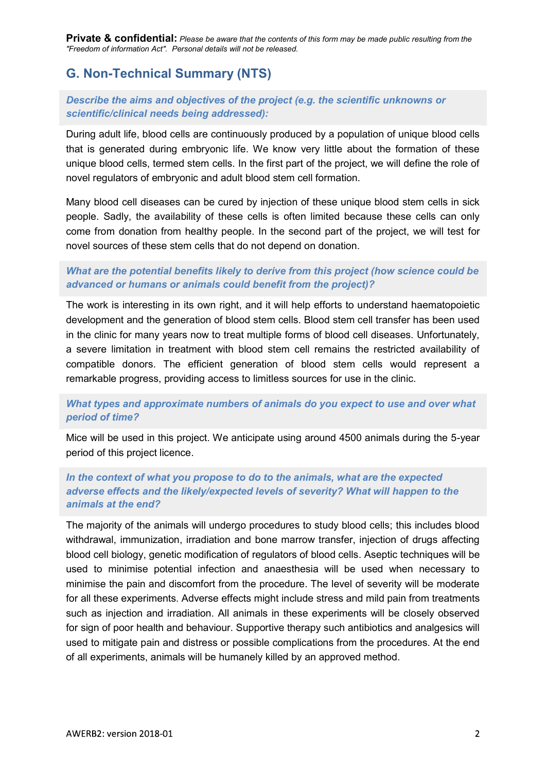**Private & confidential:** *Please be aware that the contents of this form may be made public resulting from the "Freedom of information Act". Personal details will not be released.*

## G. Non-Technical Summary (NTS)

***Describe the aims and objectives of the project (e.g. the scientific unknowns or scientific/clinical needs being addressed):***

During adult life, blood cells are continuously produced by a population of unique blood cells that is generated during embryonic life. We know very little about the formation of these unique blood cells, termed stem cells. In the first part of the project, we will define the role of novel regulators of embryonic and adult blood stem cell formation.

Many blood cell diseases can be cured by injection of these unique blood stem cells in sick people. Sadly, the availability of these cells is often limited because these cells can only come from donation from healthy people. In the second part of the project, we will test for novel sources of these stem cells that do not depend on donation.

***What are the potential benefits likely to derive from this project (how science could be advanced or humans or animals could benefit from the project)?***

The work is interesting in its own right, and it will help efforts to understand haematopoietic development and the generation of blood stem cells. Blood stem cell transfer has been used in the clinic for many years now to treat multiple forms of blood cell diseases. Unfortunately, a severe limitation in treatment with blood stem cell remains the restricted availability of compatible donors. The efficient generation of blood stem cells would represent a remarkable progress, providing access to limitless sources for use in the clinic.

***What types and approximate numbers of animals do you expect to use and over what period of time?***

Mice will be used in this project. We anticipate using around 4500 animals during the 5-year period of this project licence.

***In the context of what you propose to do to the animals, what are the expected adverse effects and the likely/expected levels of severity? What will happen to the animals at the end?***

The majority of the animals will undergo procedures to study blood cells; this includes blood withdrawal, immunization, irradiation and bone marrow transfer, injection of drugs affecting blood cell biology, genetic modification of regulators of blood cells. Aseptic techniques will be used to minimise potential infection and anaesthesia will be used when necessary to minimise the pain and discomfort from the procedure. The level of severity will be moderate for all these experiments. Adverse effects might include stress and mild pain from treatments such as injection and irradiation. All animals in these experiments will be closely observed for sign of poor health and behaviour. Supportive therapy such antibiotics and analgesics will used to mitigate pain and distress or possible complications from the procedures. At the end of all experiments, animals will be humanely killed by an approved method.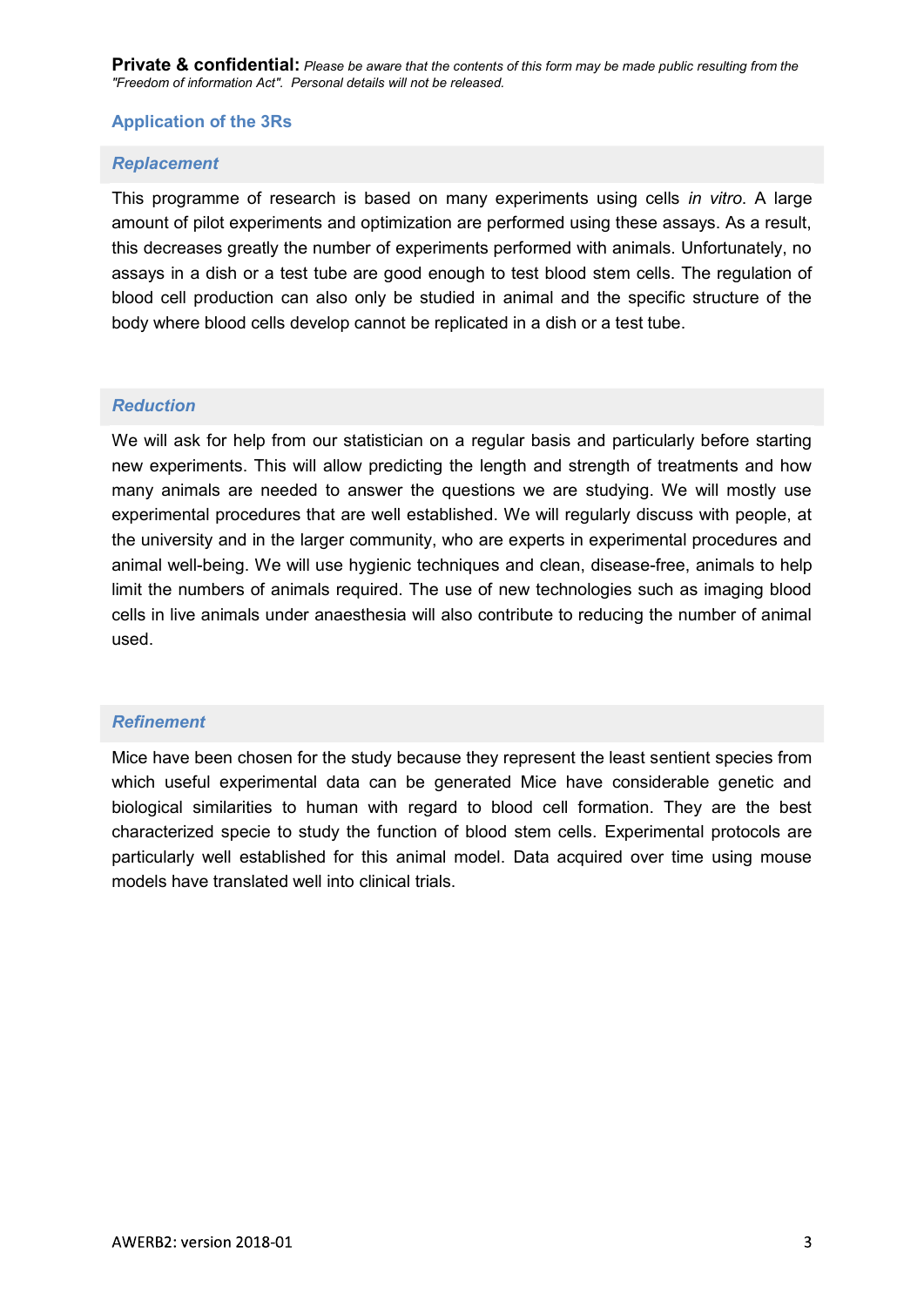**Private & confidential:** *Please be aware that the contents of this form may be made public resulting from the "Freedom of information Act". Personal details will not be released.*

## Application of the 3Rs

### *Replacement*

This programme of research is based on many experiments using cells *in vitro*. A large amount of pilot experiments and optimization are performed using these assays. As a result, this decreases greatly the number of experiments performed with animals. Unfortunately, no assays in a dish or a test tube are good enough to test blood stem cells. The regulation of blood cell production can also only be studied in animal and the specific structure of the body where blood cells develop cannot be replicated in a dish or a test tube.

### *Reduction*

We will ask for help from our statistician on a regular basis and particularly before starting new experiments. This will allow predicting the length and strength of treatments and how many animals are needed to answer the questions we are studying. We will mostly use experimental procedures that are well established. We will regularly discuss with people, at the university and in the larger community, who are experts in experimental procedures and animal well-being. We will use hygienic techniques and clean, disease-free, animals to help limit the numbers of animals required. The use of new technologies such as imaging blood cells in live animals under anaesthesia will also contribute to reducing the number of animal used.

### *Refinement*

Mice have been chosen for the study because they represent the least sentient species from which useful experimental data can be generated Mice have considerable genetic and biological similarities to human with regard to blood cell formation. They are the best characterized specie to study the function of blood stem cells. Experimental protocols are particularly well established for this animal model. Data acquired over time using mouse models have translated well into clinical trials.

AWERB2: version 2018-01